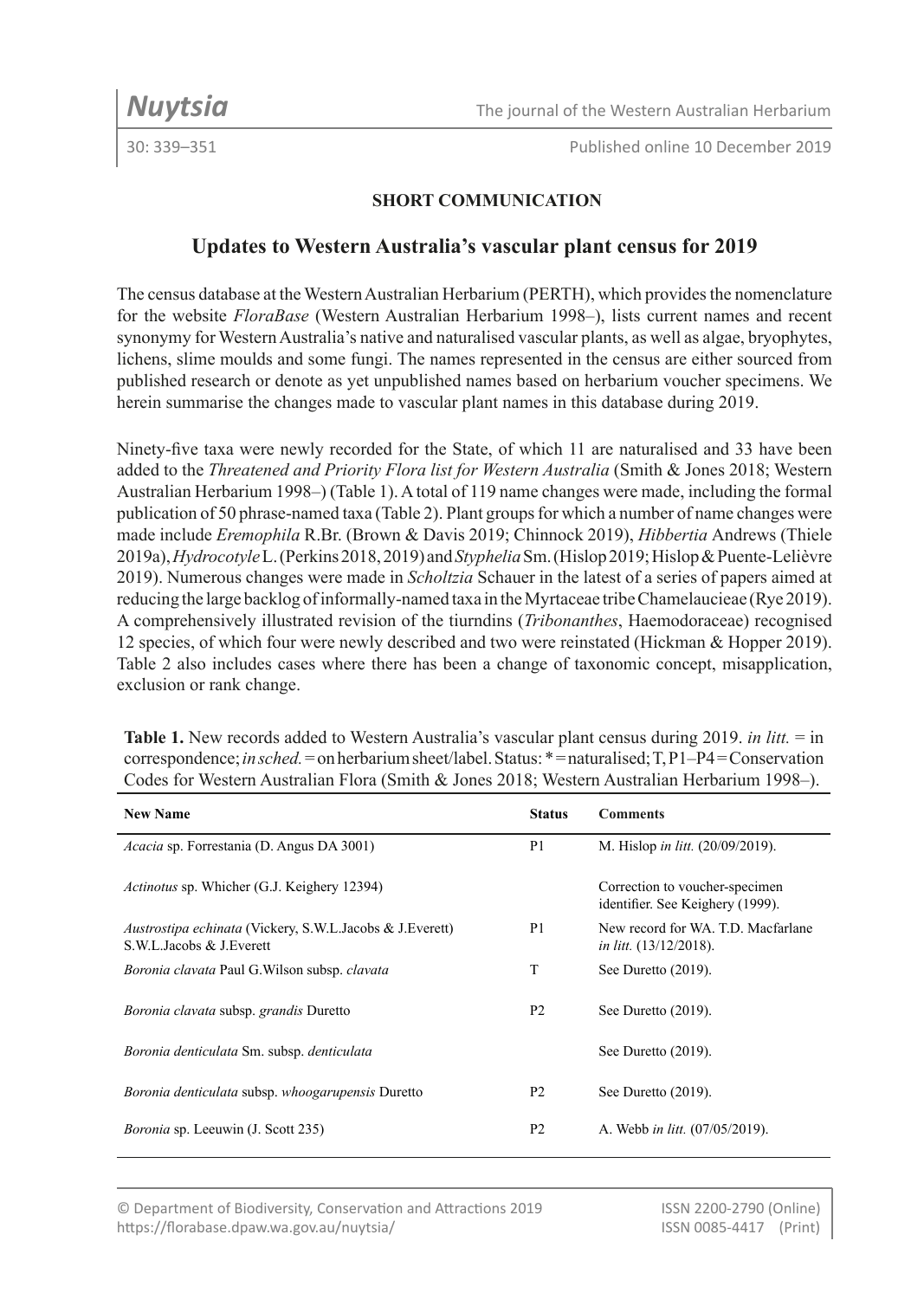**SHORT COMMUNICATION**

# Updates to Western Australia's vascular plant census for 2019

The census database at the Western Australian Herbarium (PERTH), which provides the nomenclature for the website *FloraBase* (Western Australian Herbarium 1998–), lists current names and recent synonymy for Western Australia's native and naturalised vascular plants, as well as algae, bryophytes, lichens, slime moulds and some fungi. The names represented in the census are either sourced from published research or denote as yet unpublished names based on herbarium voucher specimens. We herein summarise the changes made to vascular plant names in this database during 2019.

Ninety-five taxa were newly recorded for the State, of which 11 are naturalised and 33 have been added to the *Threatened and Priority Flora list for Western Australia* (Smith & Jones 2018; Western Australian Herbarium 1998–) (Table 1). A total of 119 name changes were made, including the formal publication of 50 phrase-named taxa (Table 2). Plant groups for which a number of name changes were made include *Eremophila* R.Br. (Brown & Davis 2019; Chinnock 2019), *Hibbertia* Andrews (Thiele 2019a), *Hydrocotyle* L. (Perkins 2018, 2019) and *Styphelia* Sm. (Hislop 2019; Hislop & Puente-Lelièvre 2019). Numerous changes were made in *Scholtzia* Schauer in the latest of a series of papers aimed at reducing the large backlog of informally-named taxa in the Myrtaceae tribe Chamelaucieae (Rye 2019). A comprehensively illustrated revision of the tiurndins (*Tribonanthes*, Haemodoraceae) recognised 12 species, of which four were newly described and two were reinstated (Hickman & Hopper 2019). Table 2 also includes cases where there has been a change of taxonomic concept, misapplication, exclusion or rank change.

**Table 1.** New records added to Western Australia's vascular plant census during 2019. *in litt.* = in correspondence; *in sched.* = on herbarium sheet/label. Status: * = naturalised; T, P1–P4 = Conservation Codes for Western Australian Flora (Smith & Jones 2018; Western Australian Herbarium 1998–).

| New Name | Status | Comments |
|---|---|---|
| *Acacia* sp. Forrestania (D. Angus DA 3001) | P1 | M. Hislop *in litt.* (20/09/2019). |
| *Actinotus* sp. Whicher (G.J. Keighery 12394) | | Correction to voucher-specimen identifier. See Keighery (1999). |
| *Austrostipa echinata* (Vickery, S.W.L.Jacobs & J.Everett) S.W.L.Jacobs & J.Everett | P1 | New record for WA. T.D. Macfarlane *in litt.* (13/12/2018). |
| *Boronia clavata* Paul G.Wilson subsp. *clavata* | T | See Duretto (2019). |
| *Boronia clavata* subsp. *grandis* Duretto | P2 | See Duretto (2019). |
| *Boronia denticulata* Sm. subsp. *denticulata* | | See Duretto (2019). |
| *Boronia denticulata* subsp. *whoogarupensis* Duretto | P2 | See Duretto (2019). |
| *Boronia* sp. Leeuwin (J. Scott 235) | P2 | A. Webb *in litt.* (07/05/2019). |

© Department of Biodiversity, Conservation and Attractions 2019
https://florabase.dpaw.wa.gov.au/nuytsia/

ISSN 2200-2790 (Online)
ISSN 0085-4417 (Print)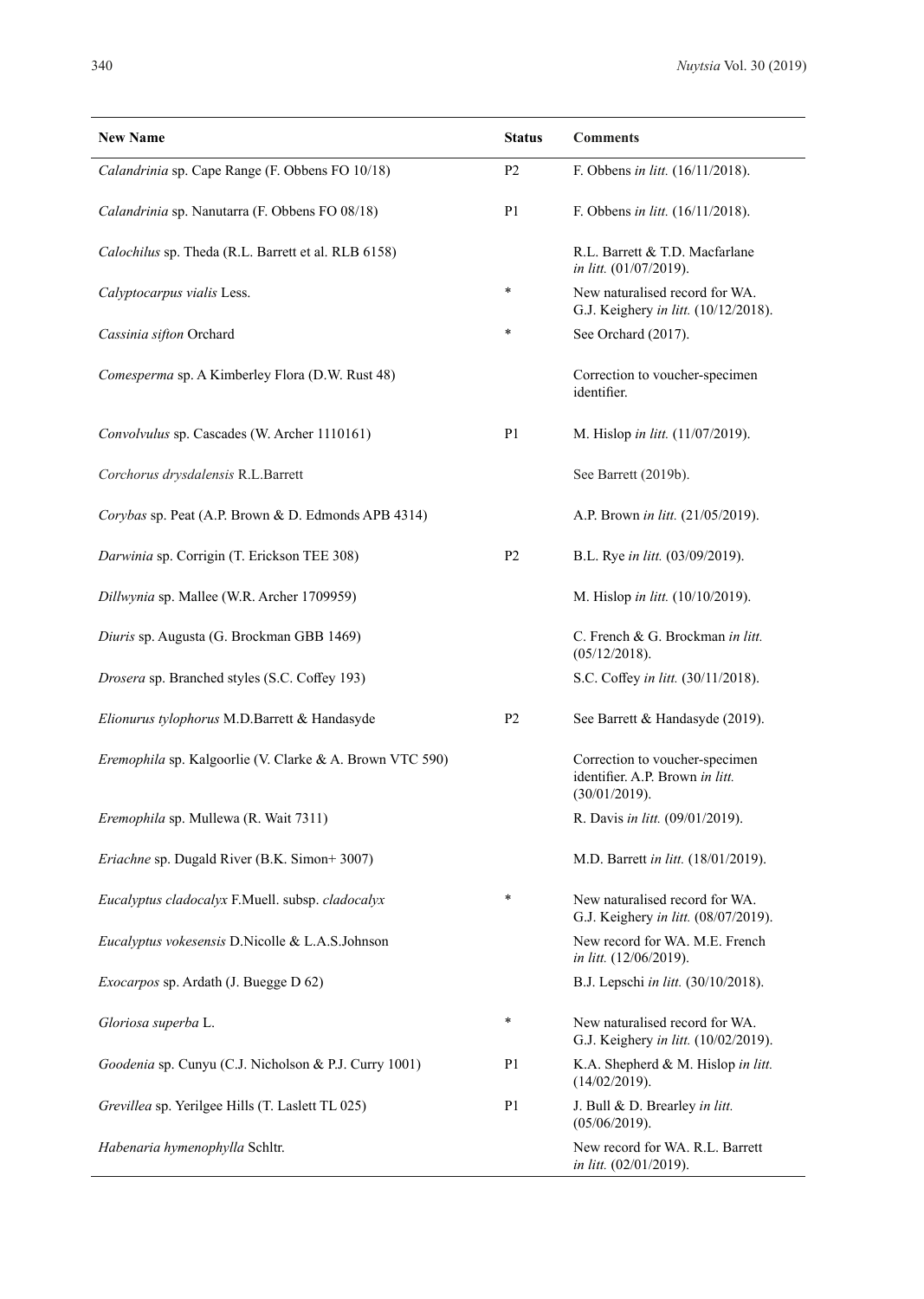| New Name | Status | Comments |
|---|---|---|
| *Calandrinia* sp. Cape Range (F. Obbens FO 10/18) | P2 | F. Obbens *in litt.* (16/11/2018). |
| *Calandrinia* sp. Nanutarra (F. Obbens FO 08/18) | P1 | F. Obbens *in litt.* (16/11/2018). |
| *Calochilus* sp. Theda (R.L. Barrett et al. RLB 6158) | | R.L. Barrett & T.D. Macfarlane *in litt.* (01/07/2019). |
| *Calyptocarpus vialis* Less. | * | New naturalised record for WA. G.J. Keighery *in litt.* (10/12/2018). |
| *Cassinia sifton* Orchard | * | See Orchard (2017). |
| *Comesperma* sp. A Kimberley Flora (D.W. Rust 48) | | Correction to voucher-specimen identifier. |
| *Convolvulus* sp. Cascades (W. Archer 1110161) | P1 | M. Hislop *in litt.* (11/07/2019). |
| *Corchorus drysdalensis* R.L.Barrett | | See Barrett (2019b). |
| *Corybas* sp. Peat (A.P. Brown & D. Edmonds APB 4314) | | A.P. Brown *in litt.* (21/05/2019). |
| *Darwinia* sp. Corrigin (T. Erickson TEE 308) | P2 | B.L. Rye *in litt.* (03/09/2019). |
| *Dillwynia* sp. Mallee (W.R. Archer 1709959) | | M. Hislop *in litt.* (10/10/2019). |
| *Diuris* sp. Augusta (G. Brockman GBB 1469) | | C. French & G. Brockman *in litt.* (05/12/2018). |
| *Drosera* sp. Branched styles (S.C. Coffey 193) | | S.C. Coffey *in litt.* (30/11/2018). |
| *Elionurus tylophorus* M.D.Barrett & Handasyde | P2 | See Barrett & Handasyde (2019). |
| *Eremophila* sp. Kalgoorlie (V. Clarke & A. Brown VTC 590) | | Correction to voucher-specimen identifier. A.P. Brown *in litt.* (30/01/2019). |
| *Eremophila* sp. Mullewa (R. Wait 7311) | | R. Davis *in litt.* (09/01/2019). |
| *Eriachne* sp. Dugald River (B.K. Simon+ 3007) | | M.D. Barrett *in litt.* (18/01/2019). |
| *Eucalyptus cladocalyx* F.Muell. subsp. *cladocalyx* | * | New naturalised record for WA. G.J. Keighery *in litt.* (08/07/2019). |
| *Eucalyptus vokesensis* D.Nicolle & L.A.S.Johnson | | New record for WA. M.E. French *in litt.* (12/06/2019). |
| *Exocarpos* sp. Ardath (J. Buegge D 62) | | B.J. Lepschi *in litt.* (30/10/2018). |
| *Gloriosa superba* L. | * | New naturalised record for WA. G.J. Keighery *in litt.* (10/02/2019). |
| *Goodenia* sp. Cunyu (C.J. Nicholson & P.J. Curry 1001) | P1 | K.A. Shepherd & M. Hislop *in litt.* (14/02/2019). |
| *Grevillea* sp. Yerilgee Hills (T. Laslett TL 025) | P1 | J. Bull & D. Brearley *in litt.* (05/06/2019). |
| *Habenaria hymenophylla* Schltr. | | New record for WA. R.L. Barrett *in litt.* (02/01/2019). |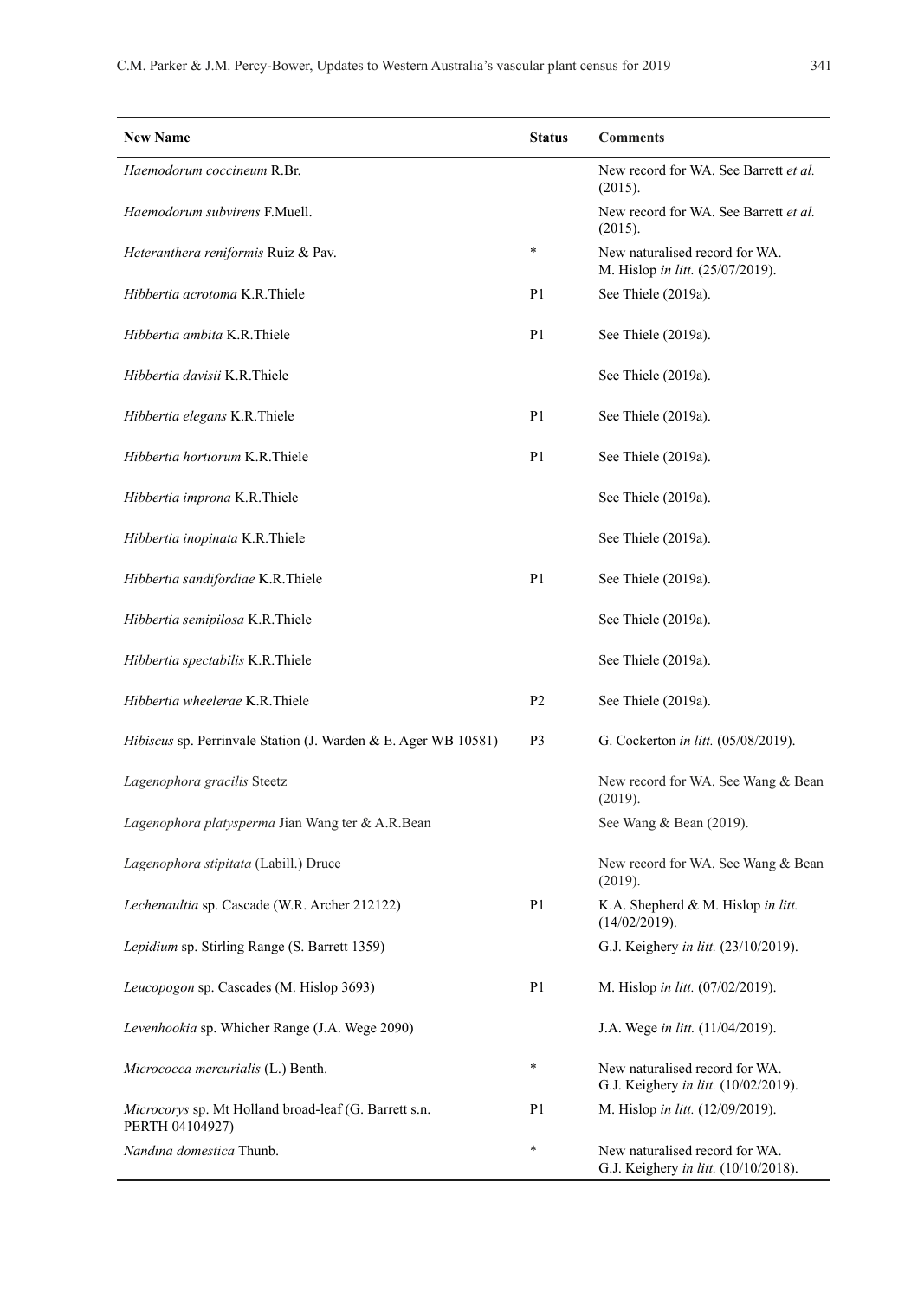| New Name | Status | Comments |
| --- | --- | --- |
| *Haemodorum coccineum* R.Br. | | New record for WA. See Barrett *et al.* (2015). |
| *Haemodorum subvirens* F.Muell. | | New record for WA. See Barrett *et al.* (2015). |
| *Heteranthera reniformis* Ruiz & Pav. | * | New naturalised record for WA. M. Hislop *in litt.* (25/07/2019). |
| *Hibbertia acrotoma* K.R.Thiele | P1 | See Thiele (2019a). |
| *Hibbertia ambita* K.R.Thiele | P1 | See Thiele (2019a). |
| *Hibbertia davisii* K.R.Thiele | | See Thiele (2019a). |
| *Hibbertia elegans* K.R.Thiele | P1 | See Thiele (2019a). |
| *Hibbertia hortiorum* K.R.Thiele | P1 | See Thiele (2019a). |
| *Hibbertia improna* K.R.Thiele | | See Thiele (2019a). |
| *Hibbertia inopinata* K.R.Thiele | | See Thiele (2019a). |
| *Hibbertia sandifordiae* K.R.Thiele | P1 | See Thiele (2019a). |
| *Hibbertia semipilosa* K.R.Thiele | | See Thiele (2019a). |
| *Hibbertia spectabilis* K.R.Thiele | | See Thiele (2019a). |
| *Hibbertia wheelerae* K.R.Thiele | P2 | See Thiele (2019a). |
| *Hibiscus* sp. Perrinvale Station (J. Warden & E. Ager WB 10581) | P3 | G. Cockerton *in litt.* (05/08/2019). |
| *Lagenophora gracilis* Steetz | | New record for WA. See Wang & Bean (2019). |
| *Lagenophora platysperma* Jian Wang ter & A.R.Bean | | See Wang & Bean (2019). |
| *Lagenophora stipitata* (Labill.) Druce | | New record for WA. See Wang & Bean (2019). |
| *Lechenaultia* sp. Cascade (W.R. Archer 212122) | P1 | K.A. Shepherd & M. Hislop *in litt.* (14/02/2019). |
| *Lepidium* sp. Stirling Range (S. Barrett 1359) | | G.J. Keighery *in litt.* (23/10/2019). |
| *Leucopogon* sp. Cascades (M. Hislop 3693) | P1 | M. Hislop *in litt.* (07/02/2019). |
| *Levenhookia* sp. Whicher Range (J.A. Wege 2090) | | J.A. Wege *in litt.* (11/04/2019). |
| *Micrococca mercurialis* (L.) Benth. | * | New naturalised record for WA. G.J. Keighery *in litt.* (10/02/2019). |
| *Microcorys* sp. Mt Holland broad-leaf (G. Barrett s.n. PERTH 04104927) | P1 | M. Hislop *in litt.* (12/09/2019). |
| *Nandina domestica* Thunb. | * | New naturalised record for WA. G.J. Keighery *in litt.* (10/10/2018). |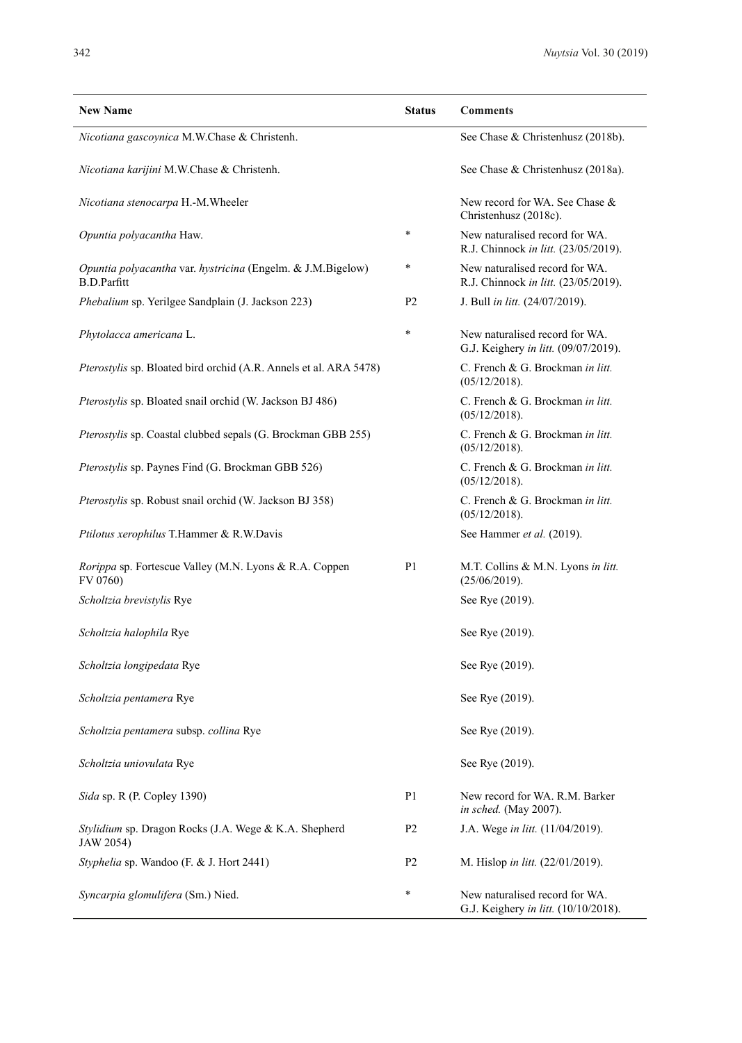| New Name | Status | Comments |
| --- | --- | --- |
| *Nicotiana gascoynica* M.W.Chase & Christenh. | | See Chase & Christenhusz (2018b). |
| *Nicotiana karijini* M.W.Chase & Christenh. | | See Chase & Christenhusz (2018a). |
| *Nicotiana stenocarpa* H.-M.Wheeler | | New record for WA. See Chase & Christenhusz (2018c). |
| *Opuntia polyacantha* Haw. | * | New naturalised record for WA. R.J. Chinnock *in litt.* (23/05/2019). |
| *Opuntia polyacantha* var. *hystricina* (Engelm. & J.M.Bigelow) B.D.Parfitt | * | New naturalised record for WA. R.J. Chinnock *in litt.* (23/05/2019). |
| *Phebalium* sp. Yerilgee Sandplain (J. Jackson 223) | P2 | J. Bull *in litt.* (24/07/2019). |
| *Phytolacca americana* L. | * | New naturalised record for WA. G.J. Keighery *in litt.* (09/07/2019). |
| *Pterostylis* sp. Bloated bird orchid (A.R. Annels et al. ARA 5478) | | C. French & G. Brockman *in litt.* (05/12/2018). |
| *Pterostylis* sp. Bloated snail orchid (W. Jackson BJ 486) | | C. French & G. Brockman *in litt.* (05/12/2018). |
| *Pterostylis* sp. Coastal clubbed sepals (G. Brockman GBB 255) | | C. French & G. Brockman *in litt.* (05/12/2018). |
| *Pterostylis* sp. Paynes Find (G. Brockman GBB 526) | | C. French & G. Brockman *in litt.* (05/12/2018). |
| *Pterostylis* sp. Robust snail orchid (W. Jackson BJ 358) | | C. French & G. Brockman *in litt.* (05/12/2018). |
| *Ptilotus xerophilus* T.Hammer & R.W.Davis | | See Hammer *et al.* (2019). |
| *Rorippa* sp. Fortescue Valley (M.N. Lyons & R.A. Coppen FV 0760) | P1 | M.T. Collins & M.N. Lyons *in litt.* (25/06/2019). |
| *Scholtzia brevistylis* Rye | | See Rye (2019). |
| *Scholtzia halophila* Rye | | See Rye (2019). |
| *Scholtzia longipedata* Rye | | See Rye (2019). |
| *Scholtzia pentamera* Rye | | See Rye (2019). |
| *Scholtzia pentamera* subsp. *collina* Rye | | See Rye (2019). |
| *Scholtzia uniovulata* Rye | | See Rye (2019). |
| *Sida* sp. R (P. Copley 1390) | P1 | New record for WA. R.M. Barker *in sched.* (May 2007). |
| *Stylidium* sp. Dragon Rocks (J.A. Wege & K.A. Shepherd JAW 2054) | P2 | J.A. Wege *in litt.* (11/04/2019). |
| *Styphelia* sp. Wandoo (F. & J. Hort 2441) | P2 | M. Hislop *in litt.* (22/01/2019). |
| *Syncarpia glomulifera* (Sm.) Nied. | * | New naturalised record for WA. G.J. Keighery *in litt.* (10/10/2018). |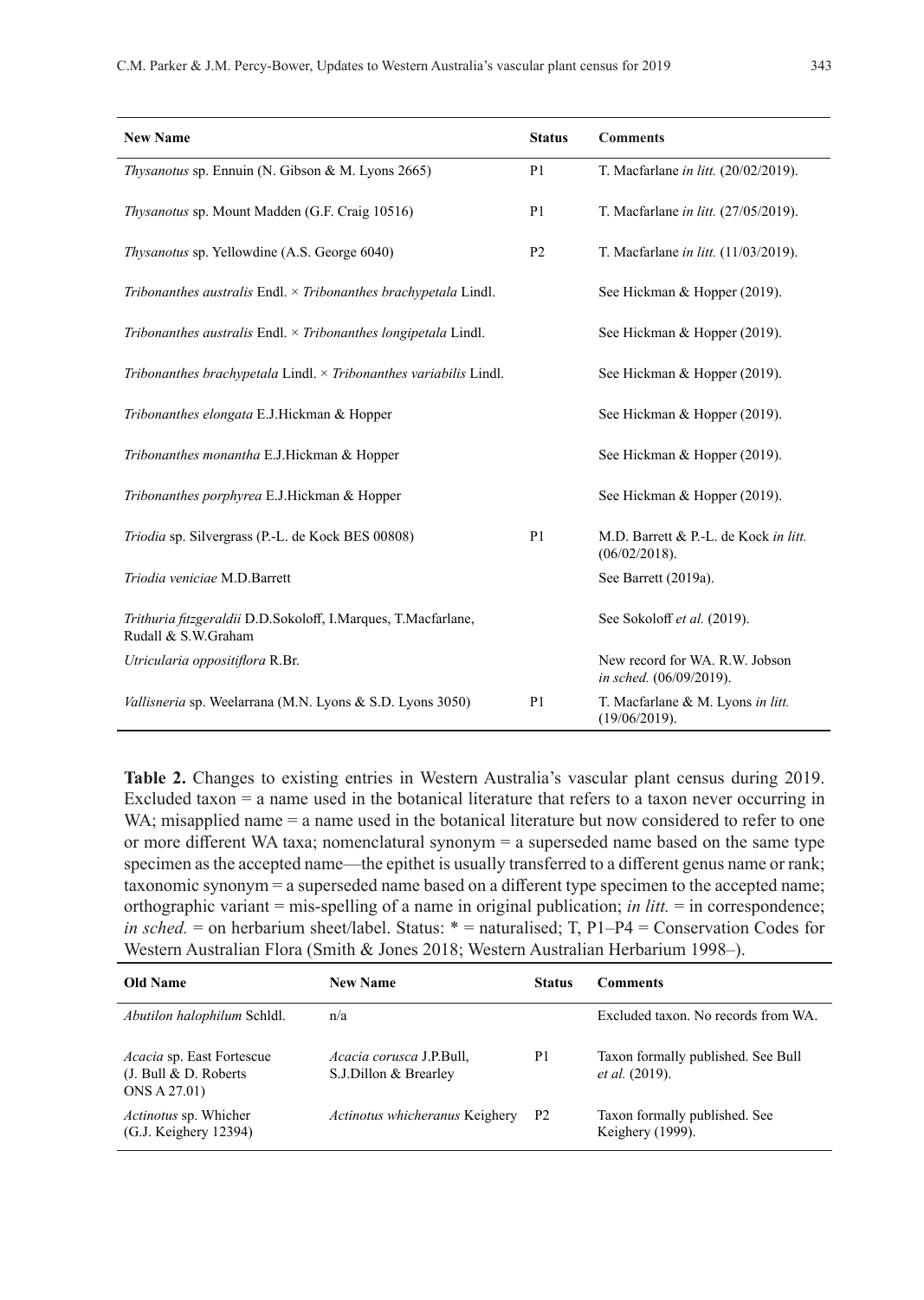| New Name | Status | Comments |
| --- | --- | --- |
| *Thysanotus* sp. Ennuin (N. Gibson & M. Lyons 2665) | P1 | T. Macfarlane *in litt.* (20/02/2019). |
| *Thysanotus* sp. Mount Madden (G.F. Craig 10516) | P1 | T. Macfarlane *in litt.* (27/05/2019). |
| *Thysanotus* sp. Yellowdine (A.S. George 6040) | P2 | T. Macfarlane *in litt.* (11/03/2019). |
| *Tribonanthes australis* Endl. × *Tribonanthes brachypetala* Lindl. | | See Hickman & Hopper (2019). |
| *Tribonanthes australis* Endl. × *Tribonanthes longipetala* Lindl. | | See Hickman & Hopper (2019). |
| *Tribonanthes brachypetala* Lindl. × *Tribonanthes variabilis* Lindl. | | See Hickman & Hopper (2019). |
| *Tribonanthes elongata* E.J.Hickman & Hopper | | See Hickman & Hopper (2019). |
| *Tribonanthes monantha* E.J.Hickman & Hopper | | See Hickman & Hopper (2019). |
| *Tribonanthes porphyrea* E.J.Hickman & Hopper | | See Hickman & Hopper (2019). |
| *Triodia* sp. Silvergrass (P.-L. de Kock BES 00808) | P1 | M.D. Barrett & P.-L. de Kock *in litt.* (06/02/2018). |
| *Triodia veniciae* M.D.Barrett | | See Barrett (2019a). |
| *Trithuria fitzgeraldii* D.D.Sokoloff, I.Marques, T.Macfarlane, Rudall & S.W.Graham | | See Sokoloff *et al.* (2019). |
| *Utricularia oppositiflora* R.Br. | | New record for WA. R.W. Jobson *in sched.* (06/09/2019). |
| *Vallisneria* sp. Weelarrana (M.N. Lyons & S.D. Lyons 3050) | P1 | T. Macfarlane & M. Lyons *in litt.* (19/06/2019). |

**Table 2.** Changes to existing entries in Western Australia's vascular plant census during 2019. Excluded taxon = a name used in the botanical literature that refers to a taxon never occurring in WA; misapplied name = a name used in the botanical literature but now considered to refer to one or more different WA taxa; nomenclatural synonym = a superseded name based on the same type specimen as the accepted name—the epithet is usually transferred to a different genus name or rank; taxonomic synonym = a superseded name based on a different type specimen to the accepted name; orthographic variant = mis-spelling of a name in original publication; *in litt.* = in correspondence; *in sched.* = on herbarium sheet/label. Status: * = naturalised; T, P1–P4 = Conservation Codes for Western Australian Flora (Smith & Jones 2018; Western Australian Herbarium 1998–).

| Old Name | New Name | Status | Comments |
| --- | --- | --- | --- |
| *Abutilon halophilum* Schldl. | n/a | | Excluded taxon. No records from WA. |
| *Acacia* sp. East Fortescue (J. Bull & D. Roberts ONS A 27.01) | *Acacia corusca* J.P.Bull, S.J.Dillon & Brearley | P1 | Taxon formally published. See Bull *et al.* (2019). |
| *Actinotus* sp. Whicher (G.J. Keighery 12394) | *Actinotus whicheranus* Keighery | P2 | Taxon formally published. See Keighery (1999). |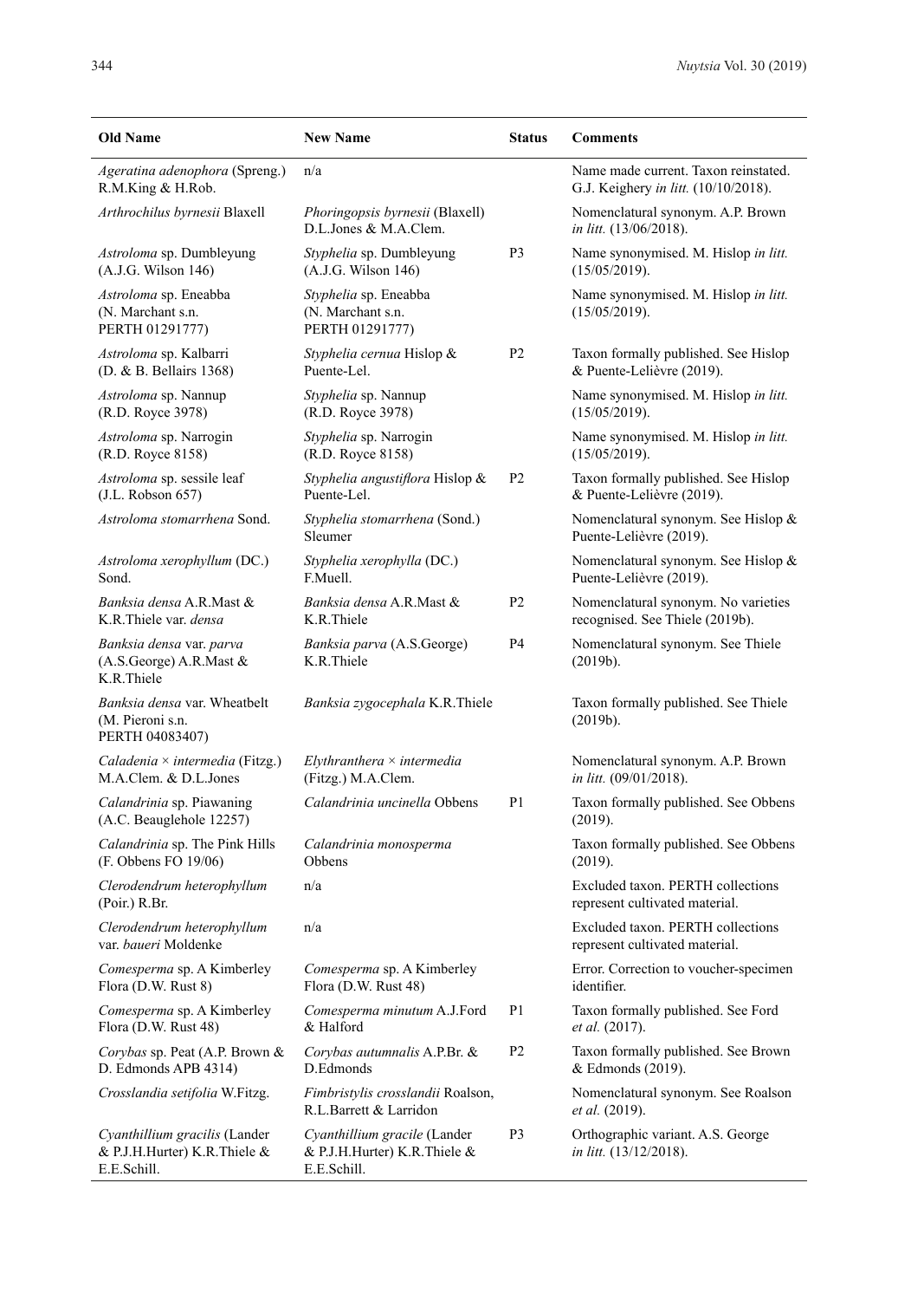| Old Name | New Name | Status | Comments |
|---|---|---|---|
| *Ageratina adenophora* (Spreng.) R.M.King & H.Rob. | n/a | | Name made current. Taxon reinstated. G.J. Keighery *in litt.* (10/10/2018). |
| *Arthrochilus byrnesii* Blaxell | *Phoringopsis byrnesii* (Blaxell) D.L.Jones & M.A.Clem. | | Nomenclatural synonym. A.P. Brown *in litt.* (13/06/2018). |
| *Astroloma* sp. Dumbleyung (A.J.G. Wilson 146) | *Styphelia* sp. Dumbleyung (A.J.G. Wilson 146) | P3 | Name synonymised. M. Hislop *in litt.* (15/05/2019). |
| *Astroloma* sp. Eneabba (N. Marchant s.n. PERTH 01291777) | *Styphelia* sp. Eneabba (N. Marchant s.n. PERTH 01291777) | | Name synonymised. M. Hislop *in litt.* (15/05/2019). |
| *Astroloma* sp. Kalbarri (D. & B. Bellairs 1368) | *Styphelia cernua* Hislop & Puente-Lel. | P2 | Taxon formally published. See Hislop & Puente-Lelièvre (2019). |
| *Astroloma* sp. Nannup (R.D. Royce 3978) | *Styphelia* sp. Nannup (R.D. Royce 3978) | | Name synonymised. M. Hislop *in litt.* (15/05/2019). |
| *Astroloma* sp. Narrogin (R.D. Royce 8158) | *Styphelia* sp. Narrogin (R.D. Royce 8158) | | Name synonymised. M. Hislop *in litt.* (15/05/2019). |
| *Astroloma* sp. sessile leaf (J.L. Robson 657) | *Styphelia angustiflora* Hislop & Puente-Lel. | P2 | Taxon formally published. See Hislop & Puente-Lelièvre (2019). |
| *Astroloma stomarrhena* Sond. | *Styphelia stomarrhena* (Sond.) Sleumer | | Nomenclatural synonym. See Hislop & Puente-Lelièvre (2019). |
| *Astroloma xerophyllum* (DC.) Sond. | *Styphelia xerophylla* (DC.) F.Muell. | | Nomenclatural synonym. See Hislop & Puente-Lelièvre (2019). |
| *Banksia densa* A.R.Mast & K.R.Thiele var. *densa* | *Banksia densa* A.R.Mast & K.R.Thiele | P2 | Nomenclatural synonym. No varieties recognised. See Thiele (2019b). |
| *Banksia densa* var. *parva* (A.S.George) A.R.Mast & K.R.Thiele | *Banksia parva* (A.S.George) K.R.Thiele | P4 | Nomenclatural synonym. See Thiele (2019b). |
| *Banksia densa* var. Wheatbelt (M. Pieroni s.n. PERTH 04083407) | *Banksia zygocephala* K.R.Thiele | | Taxon formally published. See Thiele (2019b). |
| *Caladenia* × *intermedia* (Fitzg.) M.A.Clem. & D.L.Jones | *Elythranthera* × *intermedia* (Fitzg.) M.A.Clem. | | Nomenclatural synonym. A.P. Brown *in litt.* (09/01/2018). |
| *Calandrinia* sp. Piawaning (A.C. Beauglehole 12257) | *Calandrinia uncinella* Obbens | P1 | Taxon formally published. See Obbens (2019). |
| *Calandrinia* sp. The Pink Hills (F. Obbens FO 19/06) | *Calandrinia monosperma* Obbens | | Taxon formally published. See Obbens (2019). |
| *Clerodendrum heterophyllum* (Poir.) R.Br. | n/a | | Excluded taxon. PERTH collections represent cultivated material. |
| *Clerodendrum heterophyllum* var. *baueri* Moldenke | n/a | | Excluded taxon. PERTH collections represent cultivated material. |
| *Comesperma* sp. A Kimberley Flora (D.W. Rust 8) | *Comesperma* sp. A Kimberley Flora (D.W. Rust 48) | | Error. Correction to voucher-specimen identifier. |
| *Comesperma* sp. A Kimberley Flora (D.W. Rust 48) | *Comesperma minutum* A.J.Ford & Halford | P1 | Taxon formally published. See Ford *et al.* (2017). |
| *Corybas* sp. Peat (A.P. Brown & D. Edmonds APB 4314) | *Corybas autumnalis* A.P.Br. & D.Edmonds | P2 | Taxon formally published. See Brown & Edmonds (2019). |
| *Crosslandia setifolia* W.Fitzg. | *Fimbristylis crosslandii* Roalson, R.L.Barrett & Larridon | | Nomenclatural synonym. See Roalson *et al.* (2019). |
| *Cyanthillium gracilis* (Lander & P.J.H.Hurter) K.R.Thiele & E.E.Schill. | *Cyanthillium gracile* (Lander & P.J.H.Hurter) K.R.Thiele & E.E.Schill. | P3 | Orthographic variant. A.S. George *in litt.* (13/12/2018). |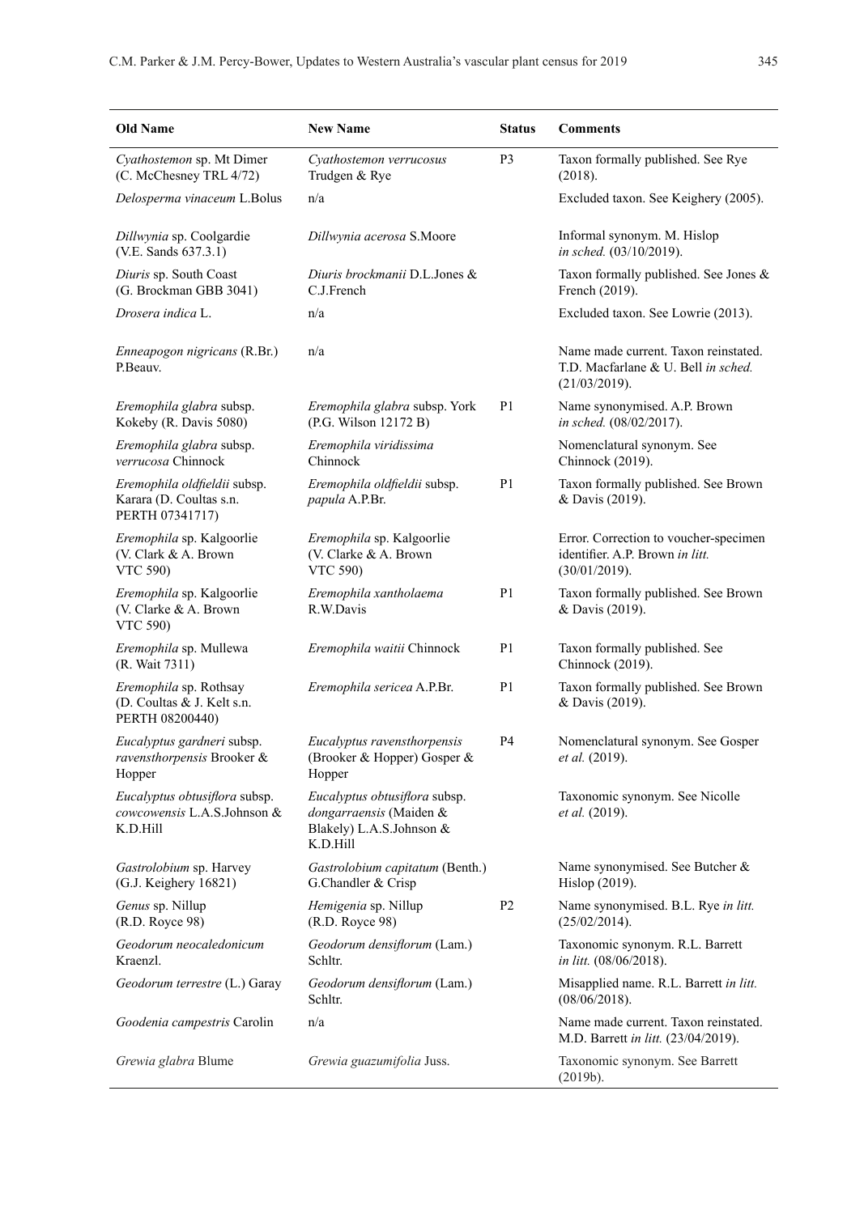| Old Name | New Name | Status | Comments |
|---|---|---|---|
| *Cyathostemon* sp. Mt Dimer (C. McChesney TRL 4/72) | *Cyathostemon verrucosus* Trudgen & Rye | P3 | Taxon formally published. See Rye (2018). |
| *Delosperma vinaceum* L.Bolus | n/a | | Excluded taxon. See Keighery (2005). |
| *Dillwynia* sp. Coolgardie (V.E. Sands 637.3.1) | *Dillwynia acerosa* S.Moore | | Informal synonym. M. Hislop *in sched.* (03/10/2019). |
| *Diuris* sp. South Coast (G. Brockman GBB 3041) | *Diuris brockmanii* D.L.Jones & C.J.French | | Taxon formally published. See Jones & French (2019). |
| *Drosera indica* L. | n/a | | Excluded taxon. See Lowrie (2013). |
| *Enneapogon nigricans* (R.Br.) P.Beauv. | n/a | | Name made current. Taxon reinstated. T.D. Macfarlane & U. Bell *in sched.* (21/03/2019). |
| *Eremophila glabra* subsp. Kokeby (R. Davis 5080) | *Eremophila glabra* subsp. York (P.G. Wilson 12172 B) | P1 | Name synonymised. A.P. Brown *in sched.* (08/02/2017). |
| *Eremophila glabra* subsp. *verrucosa* Chinnock | *Eremophila viridissima* Chinnock | | Nomenclatural synonym. See Chinnock (2019). |
| *Eremophila oldfieldii* subsp. Karara (D. Coultas s.n. PERTH 07341717) | *Eremophila oldfieldii* subsp. *papula* A.P.Br. | P1 | Taxon formally published. See Brown & Davis (2019). |
| *Eremophila* sp. Kalgoorlie (V. Clark & A. Brown VTC 590) | *Eremophila* sp. Kalgoorlie (V. Clarke & A. Brown VTC 590) | | Error. Correction to voucher-specimen identifier. A.P. Brown *in litt.* (30/01/2019). |
| *Eremophila* sp. Kalgoorlie (V. Clarke & A. Brown VTC 590) | *Eremophila xantholaema* R.W.Davis | P1 | Taxon formally published. See Brown & Davis (2019). |
| *Eremophila* sp. Mullewa (R. Wait 7311) | *Eremophila waitii* Chinnock | P1 | Taxon formally published. See Chinnock (2019). |
| *Eremophila* sp. Rothsay (D. Coultas & J. Kelt s.n. PERTH 08200440) | *Eremophila sericea* A.P.Br. | P1 | Taxon formally published. See Brown & Davis (2019). |
| *Eucalyptus gardneri* subsp. *ravensthorpensis* Brooker & Hopper | *Eucalyptus ravensthorpensis* (Brooker & Hopper) Gosper & Hopper | P4 | Nomenclatural synonym. See Gosper *et al.* (2019). |
| *Eucalyptus obtusiflora* subsp. *cowcowensis* L.A.S.Johnson & K.D.Hill | *Eucalyptus obtusiflora* subsp. *dongarraensis* (Maiden & Blakely) L.A.S.Johnson & K.D.Hill | | Taxonomic synonym. See Nicolle *et al.* (2019). |
| *Gastrolobium* sp. Harvey (G.J. Keighery 16821) | *Gastrolobium capitatum* (Benth.) G.Chandler & Crisp | | Name synonymised. See Butcher & Hislop (2019). |
| *Genus* sp. Nillup (R.D. Royce 98) | *Hemigenia* sp. Nillup (R.D. Royce 98) | P2 | Name synonymised. B.L. Rye *in litt.* (25/02/2014). |
| *Geodorum neocaledonicum* Kraenzl. | *Geodorum densiflorum* (Lam.) Schltr. | | Taxonomic synonym. R.L. Barrett *in litt.* (08/06/2018). |
| *Geodorum terrestre* (L.) Garay | *Geodorum densiflorum* (Lam.) Schltr. | | Misapplied name. R.L. Barrett *in litt.* (08/06/2018). |
| *Goodenia campestris* Carolin | n/a | | Name made current. Taxon reinstated. M.D. Barrett *in litt.* (23/04/2019). |
| *Grewia glabra* Blume | *Grewia guazumifolia* Juss. | | Taxonomic synonym. See Barrett (2019b). |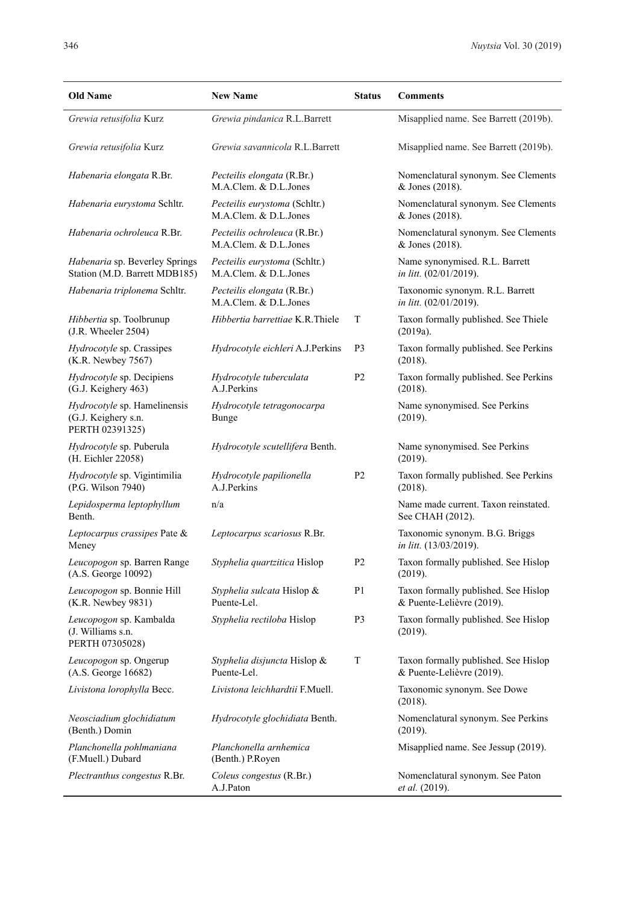| Old Name | New Name | Status | Comments |
|---|---|---|---|
| *Grewia retusifolia* Kurz | *Grewia pindanica* R.L.Barrett | | Misapplied name. See Barrett (2019b). |
| *Grewia retusifolia* Kurz | *Grewia savannicola* R.L.Barrett | | Misapplied name. See Barrett (2019b). |
| *Habenaria elongata* R.Br. | *Pecteilis elongata* (R.Br.) M.A.Clem. & D.L.Jones | | Nomenclatural synonym. See Clements & Jones (2018). |
| *Habenaria eurystoma* Schltr. | *Pecteilis eurystoma* (Schltr.) M.A.Clem. & D.L.Jones | | Nomenclatural synonym. See Clements & Jones (2018). |
| *Habenaria ochroleuca* R.Br. | *Pecteilis ochroleuca* (R.Br.) M.A.Clem. & D.L.Jones | | Nomenclatural synonym. See Clements & Jones (2018). |
| *Habenaria* sp. Beverley Springs Station (M.D. Barrett MDB185) | *Pecteilis eurystoma* (Schltr.) M.A.Clem. & D.L.Jones | | Name synonymised. R.L. Barrett *in litt.* (02/01/2019). |
| *Habenaria triplonema* Schltr. | *Pecteilis elongata* (R.Br.) M.A.Clem. & D.L.Jones | | Taxonomic synonym. R.L. Barrett *in litt.* (02/01/2019). |
| *Hibbertia* sp. Toolbrunup (J.R. Wheeler 2504) | *Hibbertia barrettiae* K.R.Thiele | T | Taxon formally published. See Thiele (2019a). |
| *Hydrocotyle* sp. Crassipes (K.R. Newbey 7567) | *Hydrocotyle eichleri* A.J.Perkins | P3 | Taxon formally published. See Perkins (2018). |
| *Hydrocotyle* sp. Decipiens (G.J. Keighery 463) | *Hydrocotyle tuberculata* A.J.Perkins | P2 | Taxon formally published. See Perkins (2018). |
| *Hydrocotyle* sp. Hamelinensis (G.J. Keighery s.n. PERTH 02391325) | *Hydrocotyle tetragonocarpa* Bunge | | Name synonymised. See Perkins (2019). |
| *Hydrocotyle* sp. Puberula (H. Eichler 22058) | *Hydrocotyle scutellifera* Benth. | | Name synonymised. See Perkins (2019). |
| *Hydrocotyle* sp. Vigintimilia (P.G. Wilson 7940) | *Hydrocotyle papilionella* A.J.Perkins | P2 | Taxon formally published. See Perkins (2018). |
| *Lepidosperma leptophyllum* Benth. | n/a | | Name made current. Taxon reinstated. See CHAH (2012). |
| *Leptocarpus crassipes* Pate & Meney | *Leptocarpus scariosus* R.Br. | | Taxonomic synonym. B.G. Briggs *in litt.* (13/03/2019). |
| *Leucopogon* sp. Barren Range (A.S. George 10092) | *Styphelia quartzitica* Hislop | P2 | Taxon formally published. See Hislop (2019). |
| *Leucopogon* sp. Bonnie Hill (K.R. Newbey 9831) | *Styphelia sulcata* Hislop & Puente-Lel. | P1 | Taxon formally published. See Hislop & Puente-Lelièvre (2019). |
| *Leucopogon* sp. Kambalda (J. Williams s.n. PERTH 07305028) | *Styphelia rectiloba* Hislop | P3 | Taxon formally published. See Hislop (2019). |
| *Leucopogon* sp. Ongerup (A.S. George 16682) | *Styphelia disjuncta* Hislop & Puente-Lel. | T | Taxon formally published. See Hislop & Puente-Lelièvre (2019). |
| *Livistona lorophylla* Becc. | *Livistona leichhardtii* F.Muell. | | Taxonomic synonym. See Dowe (2018). |
| *Neosciadium glochidiatum* (Benth.) Domin | *Hydrocotyle glochidiata* Benth. | | Nomenclatural synonym. See Perkins (2019). |
| *Planchonella pohlmaniana* (F.Muell.) Dubard | *Planchonella arnhemica* (Benth.) P.Royen | | Misapplied name. See Jessup (2019). |
| *Plectranthus congestus* R.Br. | *Coleus congestus* (R.Br.) A.J.Paton | | Nomenclatural synonym. See Paton *et al.* (2019). |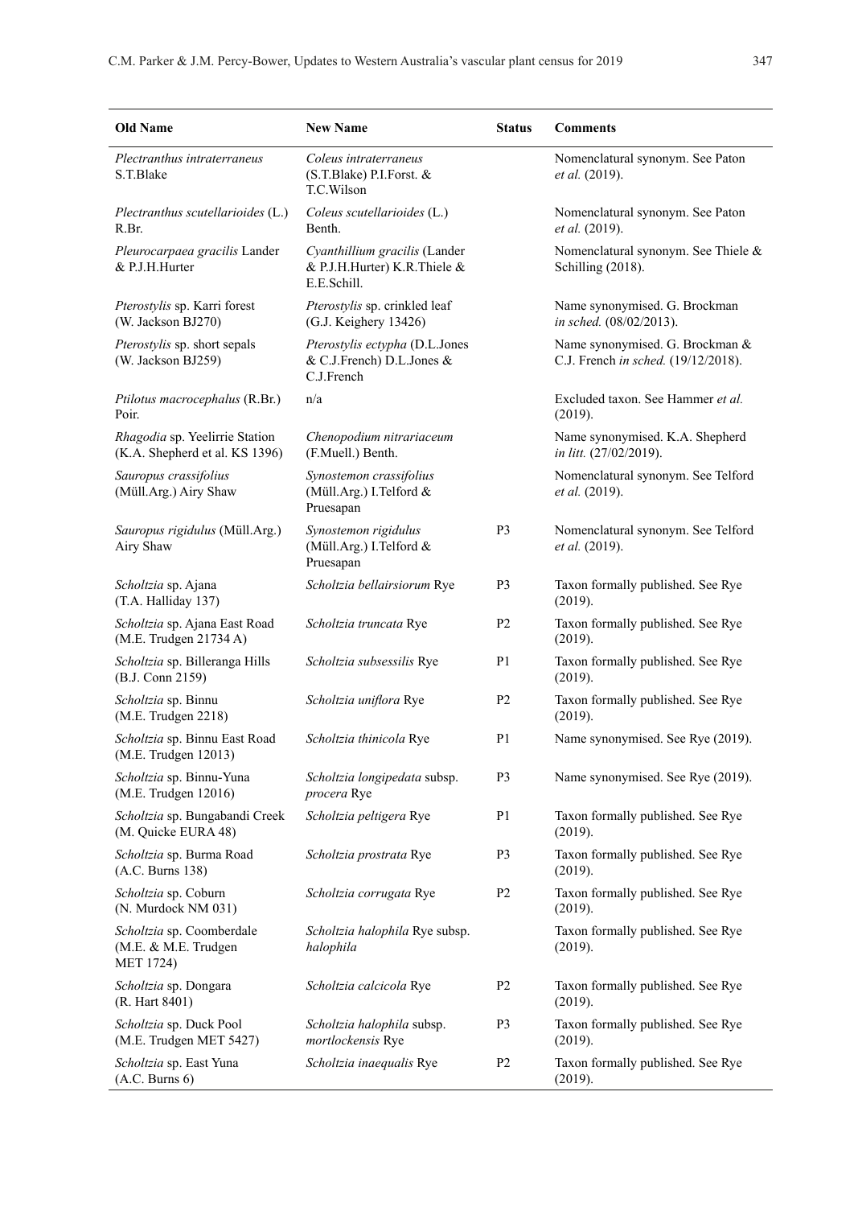| Old Name | New Name | Status | Comments |
|---|---|---|---|
| *Plectranthus intraterraneus* S.T.Blake | *Coleus intraterraneus* (S.T.Blake) P.I.Forst. & T.C.Wilson | | Nomenclatural synonym. See Paton *et al.* (2019). |
| *Plectranthus scutellarioides* (L.) R.Br. | *Coleus scutellarioides* (L.) Benth. | | Nomenclatural synonym. See Paton *et al.* (2019). |
| *Pleurocarpaea gracilis* Lander & P.J.H.Hurter | *Cyanthillium gracilis* (Lander & P.J.H.Hurter) K.R.Thiele & E.E.Schill. | | Nomenclatural synonym. See Thiele & Schilling (2018). |
| *Pterostylis* sp. Karri forest (W. Jackson BJ270) | *Pterostylis* sp. crinkled leaf (G.J. Keighery 13426) | | Name synonymised. G. Brockman *in sched.* (08/02/2013). |
| *Pterostylis* sp. short sepals (W. Jackson BJ259) | *Pterostylis ectypha* (D.L.Jones & C.J.French) D.L.Jones & C.J.French | | Name synonymised. G. Brockman & C.J. French *in sched.* (19/12/2018). |
| *Ptilotus macrocephalus* (R.Br.) Poir. | n/a | | Excluded taxon. See Hammer *et al.* (2019). |
| *Rhagodia* sp. Yeelirrie Station (K.A. Shepherd et al. KS 1396) | *Chenopodium nitrariaceum* (F.Muell.) Benth. | | Name synonymised. K.A. Shepherd *in litt.* (27/02/2019). |
| *Sauropus crassifolius* (Müll.Arg.) Airy Shaw | *Synostemon crassifolius* (Müll.Arg.) I.Telford & Pruesapan | | Nomenclatural synonym. See Telford *et al.* (2019). |
| *Sauropus rigidulus* (Müll.Arg.) Airy Shaw | *Synostemon rigidulus* (Müll.Arg.) I.Telford & Pruesapan | P3 | Nomenclatural synonym. See Telford *et al.* (2019). |
| *Scholtzia* sp. Ajana (T.A. Halliday 137) | *Scholtzia bellairsiorum* Rye | P3 | Taxon formally published. See Rye (2019). |
| *Scholtzia* sp. Ajana East Road (M.E. Trudgen 21734 A) | *Scholtzia truncata* Rye | P2 | Taxon formally published. See Rye (2019). |
| *Scholtzia* sp. Billeranga Hills (B.J. Conn 2159) | *Scholtzia subsessilis* Rye | P1 | Taxon formally published. See Rye (2019). |
| *Scholtzia* sp. Binnu (M.E. Trudgen 2218) | *Scholtzia uniflora* Rye | P2 | Taxon formally published. See Rye (2019). |
| *Scholtzia* sp. Binnu East Road (M.E. Trudgen 12013) | *Scholtzia thinicola* Rye | P1 | Name synonymised. See Rye (2019). |
| *Scholtzia* sp. Binnu-Yuna (M.E. Trudgen 12016) | *Scholtzia longipedata* subsp. *procera* Rye | P3 | Name synonymised. See Rye (2019). |
| *Scholtzia* sp. Bungabandi Creek (M. Quicke EURA 48) | *Scholtzia peltigera* Rye | P1 | Taxon formally published. See Rye (2019). |
| *Scholtzia* sp. Burma Road (A.C. Burns 138) | *Scholtzia prostrata* Rye | P3 | Taxon formally published. See Rye (2019). |
| *Scholtzia* sp. Coburn (N. Murdock NM 031) | *Scholtzia corrugata* Rye | P2 | Taxon formally published. See Rye (2019). |
| *Scholtzia* sp. Coomberdale (M.E. & M.E. Trudgen MET 1724) | *Scholtzia halophila* Rye subsp. *halophila* | | Taxon formally published. See Rye (2019). |
| *Scholtzia* sp. Dongara (R. Hart 8401) | *Scholtzia calcicola* Rye | P2 | Taxon formally published. See Rye (2019). |
| *Scholtzia* sp. Duck Pool (M.E. Trudgen MET 5427) | *Scholtzia halophila* subsp. *mortlockensis* Rye | P3 | Taxon formally published. See Rye (2019). |
| *Scholtzia* sp. East Yuna (A.C. Burns 6) | *Scholtzia inaequalis* Rye | P2 | Taxon formally published. See Rye (2019). |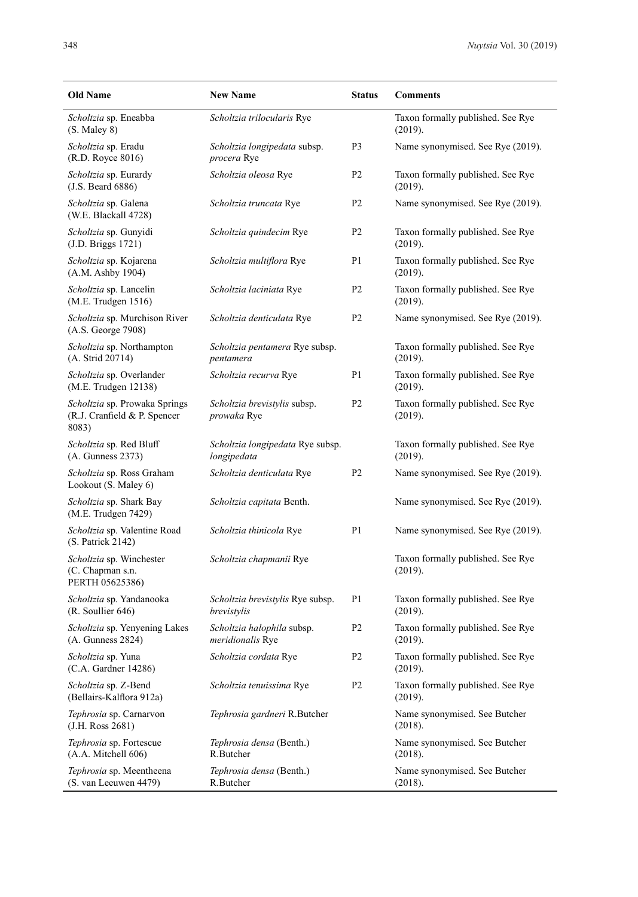| Old Name | New Name | Status | Comments |
|---|---|---|---|
| *Scholtzia* sp. Eneabba (S. Maley 8) | *Scholtzia trilocularis* Rye | | Taxon formally published. See Rye (2019). |
| *Scholtzia* sp. Eradu (R.D. Royce 8016) | *Scholtzia longipedata* subsp. *procera* Rye | P3 | Name synonymised. See Rye (2019). |
| *Scholtzia* sp. Eurardy (J.S. Beard 6886) | *Scholtzia oleosa* Rye | P2 | Taxon formally published. See Rye (2019). |
| *Scholtzia* sp. Galena (W.E. Blackall 4728) | *Scholtzia truncata* Rye | P2 | Name synonymised. See Rye (2019). |
| *Scholtzia* sp. Gunyidi (J.D. Briggs 1721) | *Scholtzia quindecim* Rye | P2 | Taxon formally published. See Rye (2019). |
| *Scholtzia* sp. Kojarena (A.M. Ashby 1904) | *Scholtzia multiflora* Rye | P1 | Taxon formally published. See Rye (2019). |
| *Scholtzia* sp. Lancelin (M.E. Trudgen 1516) | *Scholtzia laciniata* Rye | P2 | Taxon formally published. See Rye (2019). |
| *Scholtzia* sp. Murchison River (A.S. George 7908) | *Scholtzia denticulata* Rye | P2 | Name synonymised. See Rye (2019). |
| *Scholtzia* sp. Northampton (A. Strid 20714) | *Scholtzia pentamera* Rye subsp. *pentamera* | | Taxon formally published. See Rye (2019). |
| *Scholtzia* sp. Overlander (M.E. Trudgen 12138) | *Scholtzia recurva* Rye | P1 | Taxon formally published. See Rye (2019). |
| *Scholtzia* sp. Prowaka Springs (R.J. Cranfield & P. Spencer 8083) | *Scholtzia brevistylis* subsp. *prowaka* Rye | P2 | Taxon formally published. See Rye (2019). |
| *Scholtzia* sp. Red Bluff (A. Gunness 2373) | *Scholtzia longipedata* Rye subsp. *longipedata* | | Taxon formally published. See Rye (2019). |
| *Scholtzia* sp. Ross Graham Lookout (S. Maley 6) | *Scholtzia denticulata* Rye | P2 | Name synonymised. See Rye (2019). |
| *Scholtzia* sp. Shark Bay (M.E. Trudgen 7429) | *Scholtzia capitata* Benth. | | Name synonymised. See Rye (2019). |
| *Scholtzia* sp. Valentine Road (S. Patrick 2142) | *Scholtzia thinicola* Rye | P1 | Name synonymised. See Rye (2019). |
| *Scholtzia* sp. Winchester (C. Chapman s.n. PERTH 05625386) | *Scholtzia chapmanii* Rye | | Taxon formally published. See Rye (2019). |
| *Scholtzia* sp. Yandanooka (R. Soullier 646) | *Scholtzia brevistylis* Rye subsp. *brevistylis* | P1 | Taxon formally published. See Rye (2019). |
| *Scholtzia* sp. Yenyening Lakes (A. Gunness 2824) | *Scholtzia halophila* subsp. *meridionalis* Rye | P2 | Taxon formally published. See Rye (2019). |
| *Scholtzia* sp. Yuna (C.A. Gardner 14286) | *Scholtzia cordata* Rye | P2 | Taxon formally published. See Rye (2019). |
| *Scholtzia* sp. Z-Bend (Bellairs-Kalflora 912a) | *Scholtzia tenuissima* Rye | P2 | Taxon formally published. See Rye (2019). |
| *Tephrosia* sp. Carnarvon (J.H. Ross 2681) | *Tephrosia gardneri* R.Butcher | | Name synonymised. See Butcher (2018). |
| *Tephrosia* sp. Fortescue (A.A. Mitchell 606) | *Tephrosia densa* (Benth.) R.Butcher | | Name synonymised. See Butcher (2018). |
| *Tephrosia* sp. Meentheena (S. van Leeuwen 4479) | *Tephrosia densa* (Benth.) R.Butcher | | Name synonymised. See Butcher (2018). |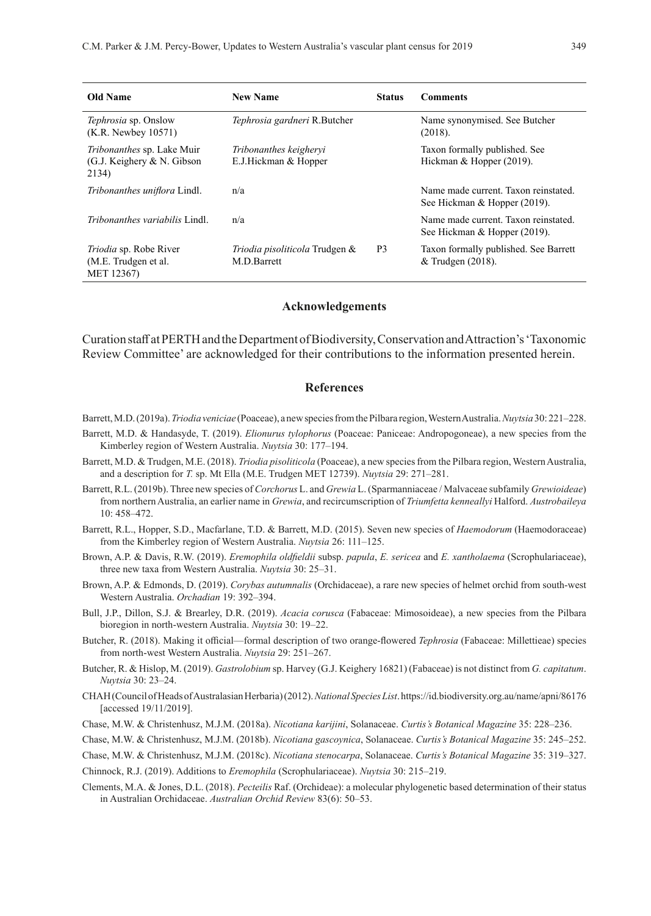| Old Name | New Name | Status | Comments |
|---|---|---|---|
| *Tephrosia* sp. Onslow (K.R. Newbey 10571) | *Tephrosia gardneri* R.Butcher | | Name synonymised. See Butcher (2018). |
| *Tribonanthes* sp. Lake Muir (G.J. Keighery & N. Gibson 2134) | *Tribonanthes keigheryi* E.J.Hickman & Hopper | | Taxon formally published. See Hickman & Hopper (2019). |
| *Tribonanthes uniflora* Lindl. | n/a | | Name made current. Taxon reinstated. See Hickman & Hopper (2019). |
| *Tribonanthes variabilis* Lindl. | n/a | | Name made current. Taxon reinstated. See Hickman & Hopper (2019). |
| *Triodia* sp. Robe River (M.E. Trudgen et al. MET 12367) | *Triodia pisoliticola* Trudgen & M.D.Barrett | P3 | Taxon formally published. See Barrett & Trudgen (2018). |

## Acknowledgements

Curation staff at PERTH and the Department of Biodiversity, Conservation and Attraction's 'Taxonomic Review Committee' are acknowledged for their contributions to the information presented herein.

## References

Barrett, M.D. (2019a). *Triodia veniciae* (Poaceae), a new species from the Pilbara region, Western Australia. *Nuytsia* 30: 221–228.

Barrett, M.D. & Handasyde, T. (2019). *Elionurus tylophorus* (Poaceae: Paniceae: Andropogoneae), a new species from the Kimberley region of Western Australia. *Nuytsia* 30: 177–194.

Barrett, M.D. & Trudgen, M.E. (2018). *Triodia pisoliticola* (Poaceae), a new species from the Pilbara region, Western Australia, and a description for *T.* sp. Mt Ella (M.E. Trudgen MET 12739). *Nuytsia* 29: 271–281.

Barrett, R.L. (2019b). Three new species of *Corchorus* L. and *Grewia* L. (Sparmanniaceae / Malvaceae subfamily *Grewioideae*) from northern Australia, an earlier name in *Grewia*, and recircumscription of *Triumfetta kenneallyi* Halford. *Austrobaileya* 10: 458–472.

Barrett, R.L., Hopper, S.D., Macfarlane, T.D. & Barrett, M.D. (2015). Seven new species of *Haemodorum* (Haemodoraceae) from the Kimberley region of Western Australia. *Nuytsia* 26: 111–125.

Brown, A.P. & Davis, R.W. (2019). *Eremophila oldfieldii* subsp. *papula*, *E. sericea* and *E. xantholaema* (Scrophulariaceae), three new taxa from Western Australia. *Nuytsia* 30: 25–31.

Brown, A.P. & Edmonds, D. (2019). *Corybas autumnalis* (Orchidaceae), a rare new species of helmet orchid from south-west Western Australia. *Orchadian* 19: 392–394.

Bull, J.P., Dillon, S.J. & Brearley, D.R. (2019). *Acacia corusca* (Fabaceae: Mimosoideae), a new species from the Pilbara bioregion in north-western Australia. *Nuytsia* 30: 19–22.

Butcher, R. (2018). Making it official—formal description of two orange-flowered *Tephrosia* (Fabaceae: Millettieae) species from north-west Western Australia. *Nuytsia* 29: 251–267.

Butcher, R. & Hislop, M. (2019). *Gastrolobium* sp. Harvey (G.J. Keighery 16821) (Fabaceae) is not distinct from *G. capitatum*. *Nuytsia* 30: 23–24.

CHAH (Council of Heads of Australasian Herbaria) (2012). *National Species List*. https://id.biodiversity.org.au/name/apni/86176 [accessed 19/11/2019].

Chase, M.W. & Christenhusz, M.J.M. (2018a). *Nicotiana karijini*, Solanaceae. *Curtis's Botanical Magazine* 35: 228–236.

Chase, M.W. & Christenhusz, M.J.M. (2018b). *Nicotiana gascoynica*, Solanaceae. *Curtis's Botanical Magazine* 35: 245–252.

Chase, M.W. & Christenhusz, M.J.M. (2018c). *Nicotiana stenocarpa*, Solanaceae. *Curtis's Botanical Magazine* 35: 319–327.

Chinnock, R.J. (2019). Additions to *Eremophila* (Scrophulariaceae). *Nuytsia* 30: 215–219.

Clements, M.A. & Jones, D.L. (2018). *Pecteilis* Raf. (Orchideae): a molecular phylogenetic based determination of their status in Australian Orchidaceae. *Australian Orchid Review* 83(6): 50–53.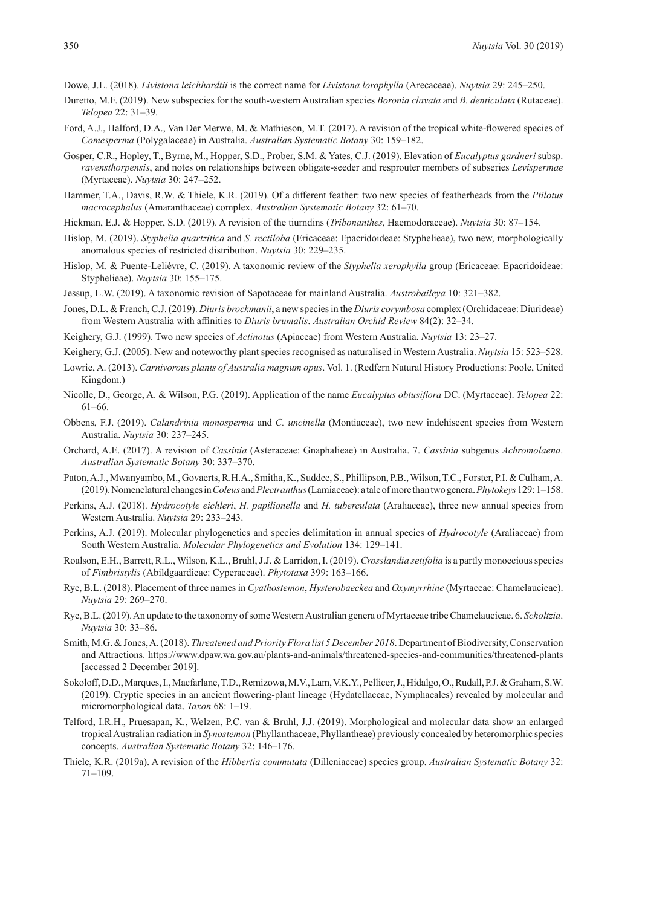Dowe, J.L. (2018). *Livistona leichhardtii* is the correct name for *Livistona lorophylla* (Arecaceae). *Nuytsia* 29: 245–250.

Duretto, M.F. (2019). New subspecies for the south-western Australian species *Boronia clavata* and *B. denticulata* (Rutaceae). *Telopea* 22: 31–39.

Ford, A.J., Halford, D.A., Van Der Merwe, M. & Mathieson, M.T. (2017). A revision of the tropical white-flowered species of *Comesperma* (Polygalaceae) in Australia. *Australian Systematic Botany* 30: 159–182.

Gosper, C.R., Hopley, T., Byrne, M., Hopper, S.D., Prober, S.M. & Yates, C.J. (2019). Elevation of *Eucalyptus gardneri* subsp. *ravensthorpensis*, and notes on relationships between obligate-seeder and resprouter members of subseries *Levispermae* (Myrtaceae). *Nuytsia* 30: 247–252.

Hammer, T.A., Davis, R.W. & Thiele, K.R. (2019). Of a different feather: two new species of featherheads from the *Ptilotus macrocephalus* (Amaranthaceae) complex. *Australian Systematic Botany* 32: 61–70.

Hickman, E.J. & Hopper, S.D. (2019). A revision of the tiurndins (*Tribonanthes*, Haemodoraceae). *Nuytsia* 30: 87–154.

Hislop, M. (2019). *Styphelia quartzitica* and *S. rectiloba* (Ericaceae: Epacridoideae: Styphelieae), two new, morphologically anomalous species of restricted distribution. *Nuytsia* 30: 229–235.

Hislop, M. & Puente-Lelièvre, C. (2019). A taxonomic review of the *Styphelia xerophylla* group (Ericaceae: Epacridoideae: Styphelieae). *Nuytsia* 30: 155–175.

Jessup, L.W. (2019). A taxonomic revision of Sapotaceae for mainland Australia. *Austrobaileya* 10: 321–382.

Jones, D.L. & French, C.J. (2019). *Diuris brockmanii*, a new species in the *Diuris corymbosa* complex (Orchidaceae: Diurideae) from Western Australia with affinities to *Diuris brumalis*. *Australian Orchid Review* 84(2): 32–34.

Keighery, G.J. (1999). Two new species of *Actinotus* (Apiaceae) from Western Australia. *Nuytsia* 13: 23–27.

Keighery, G.J. (2005). New and noteworthy plant species recognised as naturalised in Western Australia. *Nuytsia* 15: 523–528.

Lowrie, A. (2013). *Carnivorous plants of Australia magnum opus*. Vol. 1. (Redfern Natural History Productions: Poole, United Kingdom.)

Nicolle, D., George, A. & Wilson, P.G. (2019). Application of the name *Eucalyptus obtusiflora* DC. (Myrtaceae). *Telopea* 22: 61–66.

Obbens, F.J. (2019). *Calandrinia monosperma* and *C. uncinella* (Montiaceae), two new indehiscent species from Western Australia. *Nuytsia* 30: 237–245.

Orchard, A.E. (2017). A revision of *Cassinia* (Asteraceae: Gnaphalieae) in Australia. 7. *Cassinia* subgenus *Achromolaena*. *Australian Systematic Botany* 30: 337–370.

Paton, A.J., Mwanyambo, M., Govaerts, R.H.A., Smitha, K., Suddee, S., Phillipson, P.B., Wilson, T.C., Forster, P.I. & Culham, A. (2019). Nomenclatural changes in *Coleus* and *Plectranthus* (Lamiaceae): a tale of more than two genera. *Phytokeys* 129: 1–158.

Perkins, A.J. (2018). *Hydrocotyle eichleri*, *H. papilionella* and *H. tuberculata* (Araliaceae), three new annual species from Western Australia. *Nuytsia* 29: 233–243.

Perkins, A.J. (2019). Molecular phylogenetics and species delimitation in annual species of *Hydrocotyle* (Araliaceae) from South Western Australia. *Molecular Phylogenetics and Evolution* 134: 129–141.

Roalson, E.H., Barrett, R.L., Wilson, K.L., Bruhl, J.J. & Larridon, I. (2019). *Crosslandia setifolia* is a partly monoecious species of *Fimbristylis* (Abildgaardieae: Cyperaceae). *Phytotaxa* 399: 163–166.

Rye, B.L. (2018). Placement of three names in *Cyathostemon*, *Hysterobaeckea* and *Oxymyrrhine* (Myrtaceae: Chamelaucieae). *Nuytsia* 29: 269–270.

Rye, B.L. (2019). An update to the taxonomy of some Western Australian genera of Myrtaceae tribe Chamelaucieae. 6. *Scholtzia*. *Nuytsia* 30: 33–86.

Smith, M.G. & Jones, A. (2018). *Threatened and Priority Flora list 5 December 2018*. Department of Biodiversity, Conservation and Attractions. https://www.dpaw.wa.gov.au/plants-and-animals/threatened-species-and-communities/threatened-plants [accessed 2 December 2019].

Sokoloff, D.D., Marques, I., Macfarlane, T.D., Remizowa, M.V., Lam, V.K.Y., Pellicer, J., Hidalgo, O., Rudall, P.J. & Graham, S.W. (2019). Cryptic species in an ancient flowering-plant lineage (Hydatellaceae, Nymphaeales) revealed by molecular and micromorphological data. *Taxon* 68: 1–19.

Telford, I.R.H., Pruesapan, K., Welzen, P.C. van & Bruhl, J.J. (2019). Morphological and molecular data show an enlarged tropical Australian radiation in *Synostemon* (Phyllanthaceae, Phyllantheae) previously concealed by heteromorphic species concepts. *Australian Systematic Botany* 32: 146–176.

Thiele, K.R. (2019a). A revision of the *Hibbertia commutata* (Dilleniaceae) species group. *Australian Systematic Botany* 32: 71–109.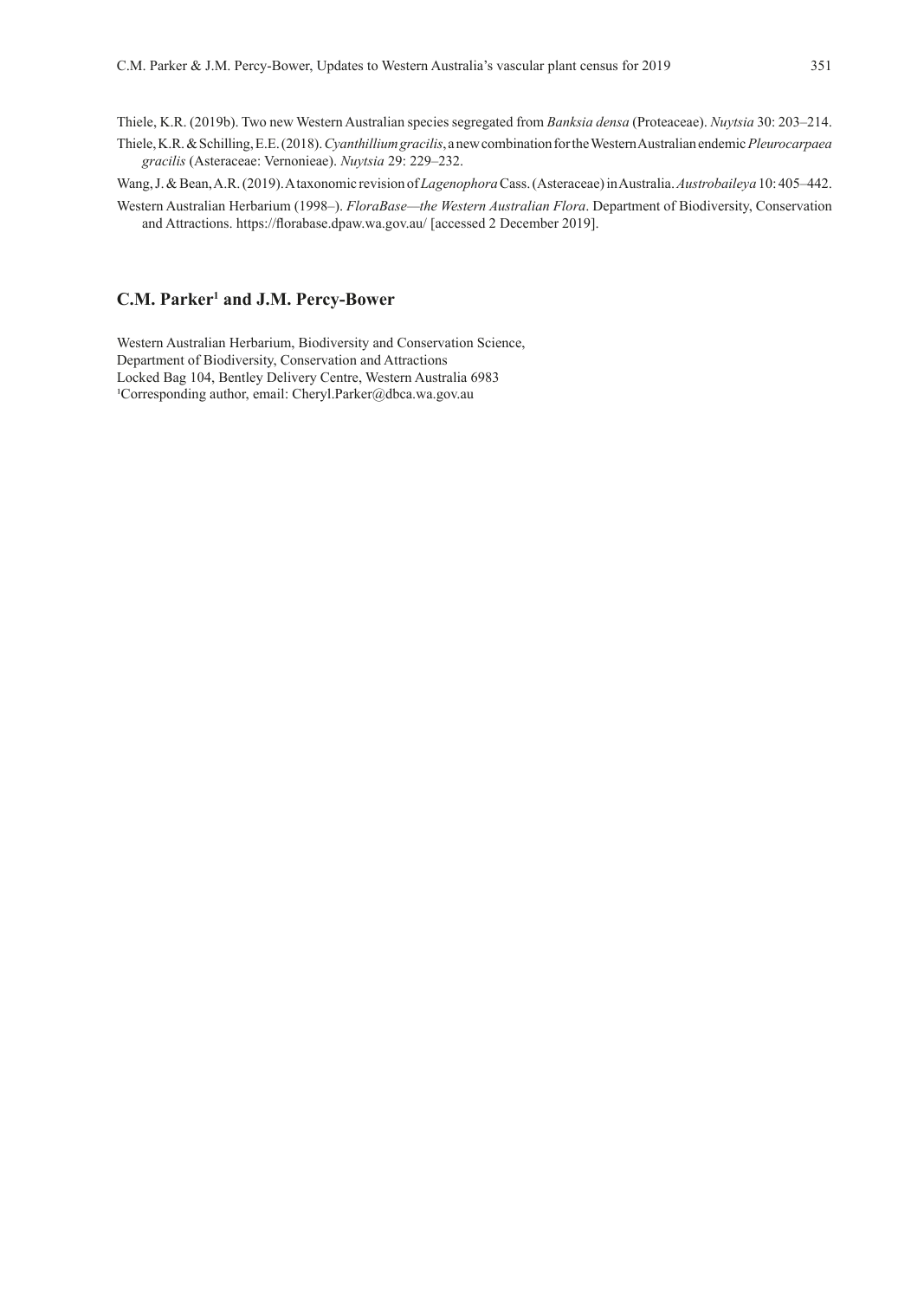Thiele, K.R. (2019b). Two new Western Australian species segregated from *Banksia densa* (Proteaceae). *Nuytsia* 30: 203–214.

Thiele, K.R. & Schilling, E.E. (2018). *Cyanthillium gracilis*, a new combination for the Western Australian endemic *Pleurocarpaea gracilis* (Asteraceae: Vernonieae). *Nuytsia* 29: 229–232.

Wang, J. & Bean, A.R. (2019). A taxonomic revision of *Lagenophora* Cass. (Asteraceae) in Australia. *Austrobaileya* 10: 405–442.

Western Australian Herbarium (1998–). *FloraBase—the Western Australian Flora*. Department of Biodiversity, Conservation and Attractions. https://florabase.dpaw.wa.gov.au/ [accessed 2 December 2019].

## C.M. Parker[1] and J.M. Percy-Bower

Western Australian Herbarium, Biodiversity and Conservation Science,
Department of Biodiversity, Conservation and Attractions
Locked Bag 104, Bentley Delivery Centre, Western Australia 6983
[1]Corresponding author, email: Cheryl.Parker@dbca.wa.gov.au